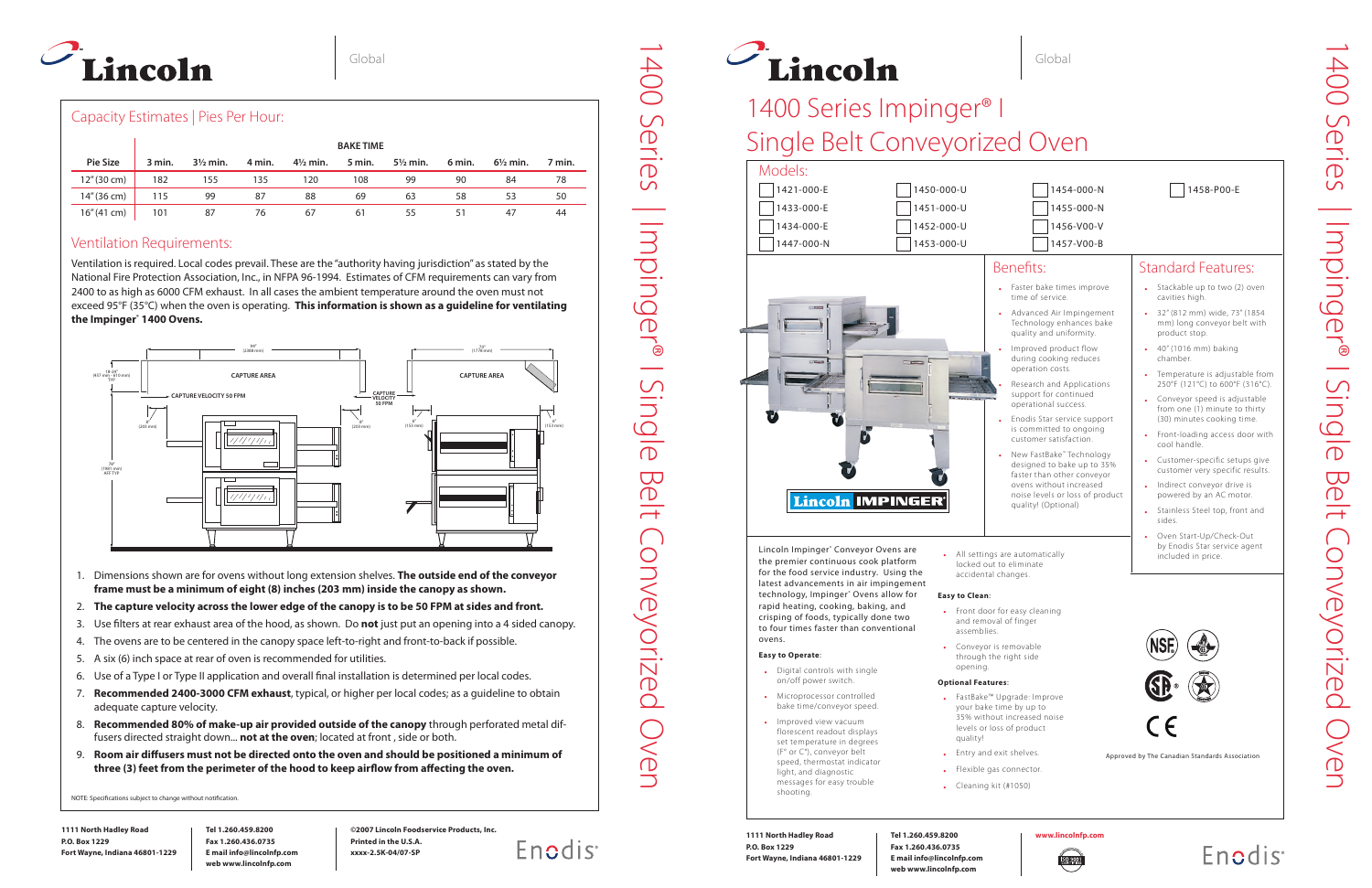# Lincoln

Global

## Capacity Estimates | Pies Per Hour:

| Pie Size | BAKE TIME | | | | | | | | |
|---|---|---|---|---|---|---|---|---|---|
| | 3 min. | 3½ min. | 4 min. | 4½ min. | 5 min. | 5½ min. | 6 min. | 6½ min. | 7 min. |
| 12" (30 cm) | 182 | 155 | 135 | 120 | 108 | 99 | 90 | 84 | 78 |
| 14" (36 cm) | 115 | 99 | 87 | 88 | 69 | 63 | 58 | 53 | 50 |
| 16" (41 cm) | 101 | 87 | 76 | 67 | 61 | 55 | 51 | 47 | 44 |

## Ventilation Requirements:

Ventilation is required. Local codes prevail. These are the "authority having jurisdiction" as stated by the National Fire Protection Association, Inc., in NFPA 96-1994. Estimates of CFM requirements can vary from 2400 to as high as 6000 CFM exhaust. In all cases the ambient temperature around the oven must not exceed 95°F (35°C) when the oven is operating. **This information is shown as a guideline for ventilating the Impinger® 1400 Ovens.**

CAPTURE AREA — CAPTURE VELOCITY 50 FPM — 94" (2388 mm) — 18-24" (457 mm - 610 mm) TYP — 8" (203 mm) — 78" (1981 mm) ABT TYP — 70" (1778 mm) — 8" (203 mm) — 6" (153 mm) — 6" (153 mm)

1. Dimensions shown are for ovens without long extension shelves. **The outside end of the conveyor frame must be a minimum of eight (8) inches (203 mm) inside the canopy as shown.**
2. **The capture velocity across the lower edge of the canopy is to be 50 FPM at sides and front.**
3. Use filters at rear exhaust area of the hood, as shown. Do **not** just put an opening into a 4 sided canopy.
4. The ovens are to be centered in the canopy space left-to-right and front-to-back if possible.
5. A six (6) inch space at rear of oven is recommended for utilities.
6. Use of a Type I or Type II application and overall final installation is determined per local codes.
7. **Recommended 2400-3000 CFM exhaust**, typical, or higher per local codes; as a guideline to obtain adequate capture velocity.
8. **Recommended 80% of make-up air provided outside of the canopy** through perforated metal diffusers directed straight down... **not at the oven**; located at front , side or both.
9. **Room air diffusers must not be directed onto the oven and should be positioned a minimum of three (3) feet from the perimeter of the hood to keep airflow from affecting the oven.**

NOTE: Specifications subject to change without notification.

1111 North Hadley Road
P.O. Box 1229
Fort Wayne, Indiana 46801-1229

Tel 1.260.459.8200
Fax 1.260.436.0735
E mail info@lincolnfp.com
web www.lincolnfp.com

©2007 Lincoln Foodservice Products, Inc.
Printed in the U.S.A.
xxxx-2.5K-04/07-SP

Enodis

1400 Series | Impinger® I Single Belt Conveyorized Oven

# Lincoln

Global

# 1400 Series Impinger® I Single Belt Conveyorized Oven

## Models:

| | | | |
|---|---|---|---|
| ☐ 1421-000-E | ☐ 1450-000-U | ☐ 1454-000-N | ☐ 1458-P00-E |
| ☐ 1433-000-E | ☐ 1451-000-U | ☐ 1455-000-N | |
| ☐ 1434-000-E | ☐ 1452-000-U | ☐ 1456-V00-V | |
| ☐ 1447-000-N | ☐ 1453-000-U | ☐ 1457-V00-B | |

Lincoln IMPINGER

## Benefits:

- Faster bake times improve time of service.
- Advanced Air Impingement Technology enhances bake quality and uniformity.
- Improved product flow during cooking reduces operation costs.
- Research and Applications support for continued operational success.
- Enodis Star service support is committed to ongoing customer satisfaction.
- New FastBake™ Technology designed to bake up to 35% faster than other conveyor ovens without increased noise levels or loss of product quality! (Optional)

## Standard Features:

- Stackable up to two (2) oven cavities high.
- 32" (812 mm) wide, 73" (1854 mm) long conveyor belt with product stop.
- 40" (1016 mm) baking chamber.
- Temperature is adjustable from 250°F (121°C) to 600°F (316°C).
- Conveyor speed is adjustable from one (1) minute to thirty (30) minutes cooking time.
- Front-loading access door with cool handle.
- Customer-specific setups give customer very specific results.
- Indirect conveyor drive is powered by an AC motor.
- Stainless Steel top, front and sides.
- Oven Start-Up/Check-Out by Enodis Star service agent included in price.

Lincoln Impinger® Conveyor Ovens are the premier continuous cook platform for the food service industry. Using the latest advancements in air impingement technology, Impinger® Ovens allow for rapid heating, cooking, baking, and crisping of foods, typically done two to four times faster than conventional ovens.

**Easy to Operate:**

- Digital controls with single on/off power switch.
- Microprocessor controlled bake time/conveyor speed.
- Improved view vacuum florescent readout displays set temperature in degrees (F° or C°), conveyor belt speed, thermostat indicator light, and diagnostic messages for easy trouble shooting.
- All settings are automatically locked out to eliminate accidental changes.

**Easy to Clean:**

- Front door for easy cleaning and removal of finger assemblies.
- Conveyor is removable through the right side opening.

**Optional Features:**

- FastBake™ Upgrade: Improve your bake time by up to 35% without increased noise levels or loss of product quality!
- Entry and exit shelves.
- Flexible gas connector.
- Cleaning kit (#1050)

Approved by The Canadian Standards Association

1111 North Hadley Road
P.O. Box 1229
Fort Wayne, Indiana 46801-1229

Tel 1.260.459.8200
Fax 1.260.436.0735
E mail info@lincolnfp.com
web www.lincolnfp.com

www.lincolnfp.com

Enodis

1400 Series | Impinger® I Single Belt Conveyorized Oven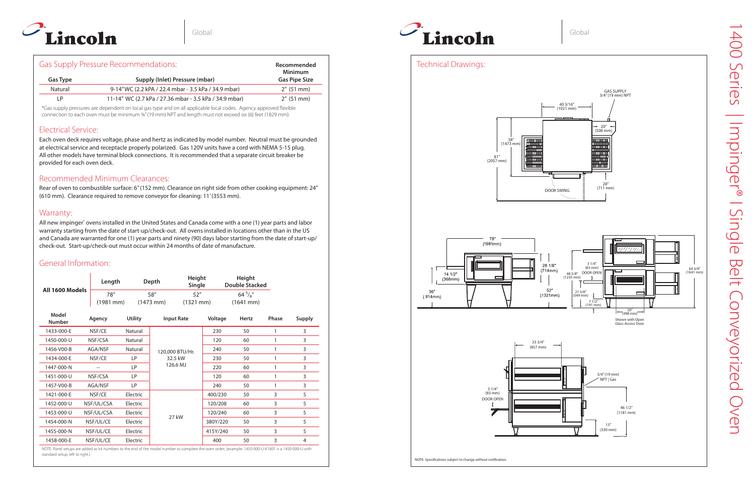# Lincoln

Global

## Gas Supply Pressure Recommendations:

| Gas Type | Supply (Inlet) Pressure (mbar) | Recommended Minimum Gas Pipe Size |
|---|---|---|
| Natural | 9-14" WC (2.2 kPA / 22.4 mbar - 3.5 kPA / 34.9 mbar) | 2" (51 mm) |
| LP | 11-14" WC (2.7 kPA / 27.36 mbar - 3.5 kPA / 34.9 mbar) | 2" (51 mm) |

*Gas supply pressures are dependent on local gas type and on all applicable local codes. Agency approved flexible connection to each oven must be minimum ¾" (19 mm) NPT and length must not exceed six (6) feet (1829 mm).

## Electrical Service:

Each oven deck requires voltage, phase and hertz as indicated by model number. Neutral must be grounded at electrical service and receptacle properly polarized. Gas 120V units have a cord with NEMA 5-15 plug. All other models have terminal block connections. It is recommended that a separate circuit breaker be provided for each oven deck.

## Recommended Minimum Clearances:

Rear of oven to combustible surface: 6" (152 mm). Clearance on right side from other cooking equipment: 24" (610 mm). Clearance required to remove conveyor for cleaning: 11' (3553 mm).

## Warranty:

All new impinger® ovens installed in the United States and Canada come with a one (1) year parts and labor warranty starting from the date of start-up/check-out. All ovens installed in locations other than in the US and Canada are warranted for one (1) year parts and ninety (90) days labor starting from the date of start-up/check-out. Start-up/check-out must occur within 24 months of date of manufacture.

## General Information:

| | Length | Depth | Height Single | Height Double Stacked |
|---|---|---|---|---|
| All 1600 Models | 78" (1981 mm) | 58" (1473 mm) | 52" (1321 mm) | 64 $^5/_8$" (1641 mm) |

| Model Number | Agency | Utility | Input Rate | Voltage | Hertz | Phase | Supply |
|---|---|---|---|---|---|---|---|
| 1433-000-E | NSF/CE | Natural | 120,000 BTU/Hr. 32.5 kW 126.6 MJ | 230 | 50 | 1 | 3 |
| 1450-000-U | NSF/CSA | Natural | | 120 | 60 | 1 | 3 |
| 1456-V00-B | AGA/NSF | Natural | | 240 | 50 | 1 | 3 |
| 1434-000-E | NSF/CE | LP | | 230 | 50 | 1 | 3 |
| 1447-000-N | -- | LP | | 220 | 60 | 1 | 3 |
| 1451-000-U | NSF/CSA | LP | | 120 | 60 | 1 | 3 |
| 1457-V00-B | AGA/NSF | LP | | 240 | 50 | 1 | 3 |
| 1421-000-E | NSF/CE | Electric | 27 kW | 400/230 | 50 | 3 | 5 |
| 1452-000-U | NSF/UL/CSA | Electric | | 120/208 | 60 | 3 | 5 |
| 1453-000-U | NSF/UL/CSA | Electric | | 120/240 | 60 | 3 | 5 |
| 1454-000-N | NSF/UL/CE | Electric | | 380Y/220 | 50 | 3 | 5 |
| 1455-000-N | NSF/UL/CE | Electric | | 415Y/240 | 50 | 3 | 5 |
| 1458-000-E | NSF/UL/CE | Electric | | 400 | 50 | 3 | 4 |

NOTE: Panel setups are added as kit numbers to the end of the model number to complete the oven order, (example: 1450-000-U-K1801 is a 1450-000-U with standard setup, left to right.)

# Lincoln

Global

## Technical Drawings:

GAS SUPPLY 3/4" (19 mm) NPT
40 3/16" (1021 mm)
20" (508 mm)
58" (1473 mm)
81" (2057 mm)
28" (711 mm)
DOOR SWING

78" (1981mm)
14 1/2" (368mm)
36" (914mm)
28 1/8" (714mm)
52" (1321mm)
3 1/4" (83 mm) DOOR OPEN
48 5/8" (1235 mm)
21 5/8" (549 mm)
7 1/2" (191 mm)
20" (498 mm)
64 5/8" (1641 mm)
Shown with Open Glass Access Door

33 3/4" (857 mm)
3/4" (19 mm) NPT | Gas
3 1/4" (83 mm) DOOR OPEN
46 1/2" (1181 mm)
13" (330 mm)

NOTE: Specifications subject to change without notification.

1400 Series | Impinger® I Single Belt Conveyorized Oven